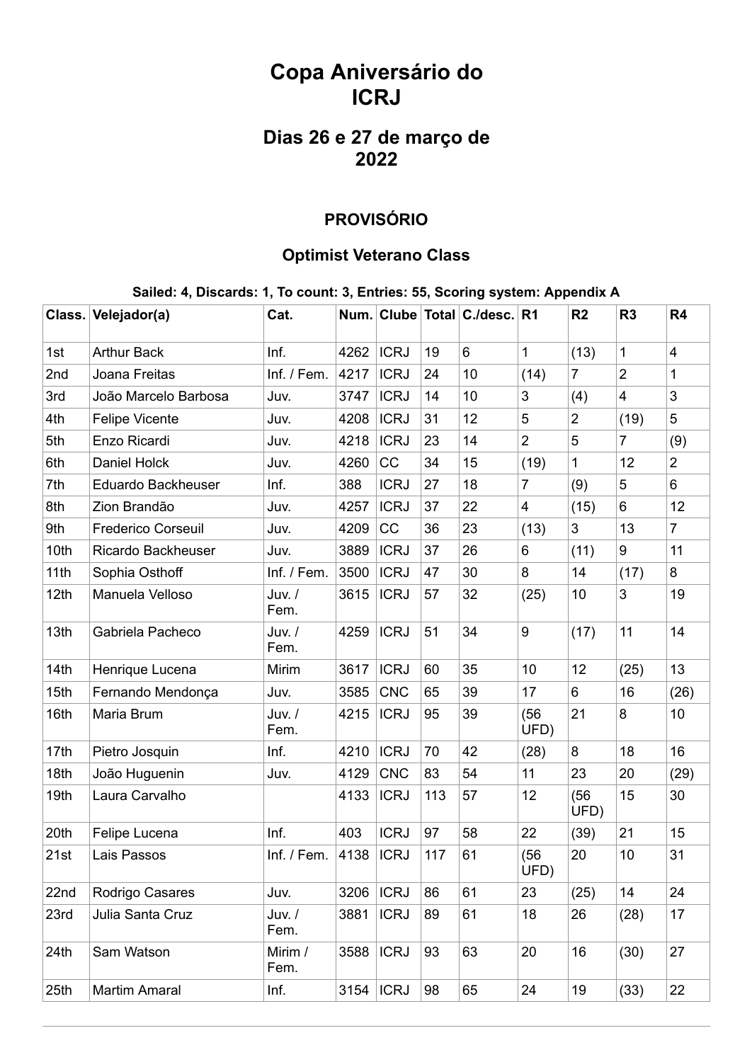# Copa Aniversário do ICRJ

## Dias 26 e 27 de março de 2022

### PROVISÓRIO

### Optimist Veterano Class

**Sailed: 4, Discards: 1, To count: 3, Entries: 55, Scoring system: Appendix A**

| Class. | Velejador(a) | Cat. | Num. | Clube | Total | C./desc. | R1 | R2 | R3 | R4 |
|---|---|---|---|---|---|---|---|---|---|---|
| 1st | Arthur Back | Inf. | 4262 | ICRJ | 19 | 6 | 1 | (13) | 1 | 4 |
| 2nd | Joana Freitas | Inf. / Fem. | 4217 | ICRJ | 24 | 10 | (14) | 7 | 2 | 1 |
| 3rd | João Marcelo Barbosa | Juv. | 3747 | ICRJ | 14 | 10 | 3 | (4) | 4 | 3 |
| 4th | Felipe Vicente | Juv. | 4208 | ICRJ | 31 | 12 | 5 | 2 | (19) | 5 |
| 5th | Enzo Ricardi | Juv. | 4218 | ICRJ | 23 | 14 | 2 | 5 | 7 | (9) |
| 6th | Daniel Holck | Juv. | 4260 | CC | 34 | 15 | (19) | 1 | 12 | 2 |
| 7th | Eduardo Backheuser | Inf. | 388 | ICRJ | 27 | 18 | 7 | (9) | 5 | 6 |
| 8th | Zion Brandão | Juv. | 4257 | ICRJ | 37 | 22 | 4 | (15) | 6 | 12 |
| 9th | Frederico Corseuil | Juv. | 4209 | CC | 36 | 23 | (13) | 3 | 13 | 7 |
| 10th | Ricardo Backheuser | Juv. | 3889 | ICRJ | 37 | 26 | 6 | (11) | 9 | 11 |
| 11th | Sophia Osthoff | Inf. / Fem. | 3500 | ICRJ | 47 | 30 | 8 | 14 | (17) | 8 |
| 12th | Manuela Velloso | Juv. / Fem. | 3615 | ICRJ | 57 | 32 | (25) | 10 | 3 | 19 |
| 13th | Gabriela Pacheco | Juv. / Fem. | 4259 | ICRJ | 51 | 34 | 9 | (17) | 11 | 14 |
| 14th | Henrique Lucena | Mirim | 3617 | ICRJ | 60 | 35 | 10 | 12 | (25) | 13 |
| 15th | Fernando Mendonça | Juv. | 3585 | CNC | 65 | 39 | 17 | 6 | 16 | (26) |
| 16th | Maria Brum | Juv. / Fem. | 4215 | ICRJ | 95 | 39 | (56 UFD) | 21 | 8 | 10 |
| 17th | Pietro Josquin | Inf. | 4210 | ICRJ | 70 | 42 | (28) | 8 | 18 | 16 |
| 18th | João Huguenin | Juv. | 4129 | CNC | 83 | 54 | 11 | 23 | 20 | (29) |
| 19th | Laura Carvalho | | 4133 | ICRJ | 113 | 57 | 12 | (56 UFD) | 15 | 30 |
| 20th | Felipe Lucena | Inf. | 403 | ICRJ | 97 | 58 | 22 | (39) | 21 | 15 |
| 21st | Lais Passos | Inf. / Fem. | 4138 | ICRJ | 117 | 61 | (56 UFD) | 20 | 10 | 31 |
| 22nd | Rodrigo Casares | Juv. | 3206 | ICRJ | 86 | 61 | 23 | (25) | 14 | 24 |
| 23rd | Julia Santa Cruz | Juv. / Fem. | 3881 | ICRJ | 89 | 61 | 18 | 26 | (28) | 17 |
| 24th | Sam Watson | Mirim / Fem. | 3588 | ICRJ | 93 | 63 | 20 | 16 | (30) | 27 |
| 25th | Martim Amaral | Inf. | 3154 | ICRJ | 98 | 65 | 24 | 19 | (33) | 22 |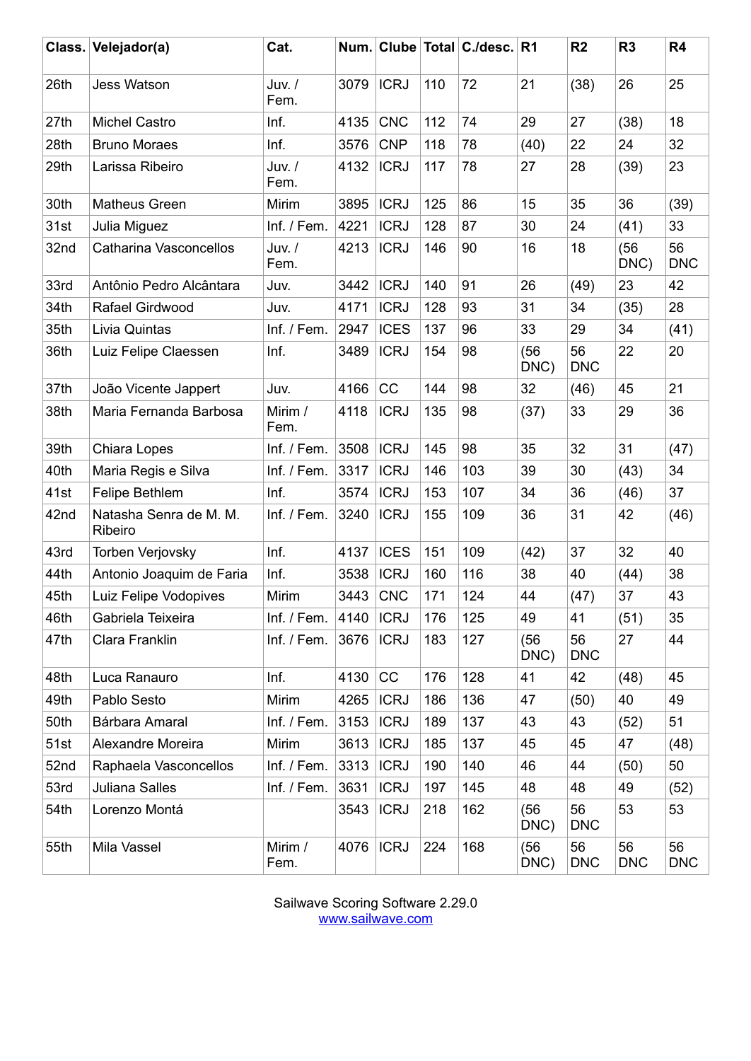| Class. | Velejador(a) | Cat. | Num. | Clube | Total | C./desc. | R1 | R2 | R3 | R4 |
|---|---|---|---|---|---|---|---|---|---|---|
| 26th | Jess Watson | Juv. / Fem. | 3079 | ICRJ | 110 | 72 | 21 | (38) | 26 | 25 |
| 27th | Michel Castro | Inf. | 4135 | CNC | 112 | 74 | 29 | 27 | (38) | 18 |
| 28th | Bruno Moraes | Inf. | 3576 | CNP | 118 | 78 | (40) | 22 | 24 | 32 |
| 29th | Larissa Ribeiro | Juv. / Fem. | 4132 | ICRJ | 117 | 78 | 27 | 28 | (39) | 23 |
| 30th | Matheus Green | Mirim | 3895 | ICRJ | 125 | 86 | 15 | 35 | 36 | (39) |
| 31st | Julia Miguez | Inf. / Fem. | 4221 | ICRJ | 128 | 87 | 30 | 24 | (41) | 33 |
| 32nd | Catharina Vasconcellos | Juv. / Fem. | 4213 | ICRJ | 146 | 90 | 16 | 18 | (56 DNC) | 56 DNC |
| 33rd | Antônio Pedro Alcântara | Juv. | 3442 | ICRJ | 140 | 91 | 26 | (49) | 23 | 42 |
| 34th | Rafael Girdwood | Juv. | 4171 | ICRJ | 128 | 93 | 31 | 34 | (35) | 28 |
| 35th | Livia Quintas | Inf. / Fem. | 2947 | ICES | 137 | 96 | 33 | 29 | 34 | (41) |
| 36th | Luiz Felipe Claessen | Inf. | 3489 | ICRJ | 154 | 98 | (56 DNC) | 56 DNC | 22 | 20 |
| 37th | João Vicente Jappert | Juv. | 4166 | CC | 144 | 98 | 32 | (46) | 45 | 21 |
| 38th | Maria Fernanda Barbosa | Mirim / Fem. | 4118 | ICRJ | 135 | 98 | (37) | 33 | 29 | 36 |
| 39th | Chiara Lopes | Inf. / Fem. | 3508 | ICRJ | 145 | 98 | 35 | 32 | 31 | (47) |
| 40th | Maria Regis e Silva | Inf. / Fem. | 3317 | ICRJ | 146 | 103 | 39 | 30 | (43) | 34 |
| 41st | Felipe Bethlem | Inf. | 3574 | ICRJ | 153 | 107 | 34 | 36 | (46) | 37 |
| 42nd | Natasha Senra de M. M. Ribeiro | Inf. / Fem. | 3240 | ICRJ | 155 | 109 | 36 | 31 | 42 | (46) |
| 43rd | Torben Verjovsky | Inf. | 4137 | ICES | 151 | 109 | (42) | 37 | 32 | 40 |
| 44th | Antonio Joaquim de Faria | Inf. | 3538 | ICRJ | 160 | 116 | 38 | 40 | (44) | 38 |
| 45th | Luiz Felipe Vodopives | Mirim | 3443 | CNC | 171 | 124 | 44 | (47) | 37 | 43 |
| 46th | Gabriela Teixeira | Inf. / Fem. | 4140 | ICRJ | 176 | 125 | 49 | 41 | (51) | 35 |
| 47th | Clara Franklin | Inf. / Fem. | 3676 | ICRJ | 183 | 127 | (56 DNC) | 56 DNC | 27 | 44 |
| 48th | Luca Ranauro | Inf. | 4130 | CC | 176 | 128 | 41 | 42 | (48) | 45 |
| 49th | Pablo Sesto | Mirim | 4265 | ICRJ | 186 | 136 | 47 | (50) | 40 | 49 |
| 50th | Bárbara Amaral | Inf. / Fem. | 3153 | ICRJ | 189 | 137 | 43 | 43 | (52) | 51 |
| 51st | Alexandre Moreira | Mirim | 3613 | ICRJ | 185 | 137 | 45 | 45 | 47 | (48) |
| 52nd | Raphaela Vasconcellos | Inf. / Fem. | 3313 | ICRJ | 190 | 140 | 46 | 44 | (50) | 50 |
| 53rd | Juliana Salles | Inf. / Fem. | 3631 | ICRJ | 197 | 145 | 48 | 48 | 49 | (52) |
| 54th | Lorenzo Montá | | 3543 | ICRJ | 218 | 162 | (56 DNC) | 56 DNC | 53 | 53 |
| 55th | Mila Vassel | Mirim / Fem. | 4076 | ICRJ | 224 | 168 | (56 DNC) | 56 DNC | 56 DNC | 56 DNC |

Sailwave Scoring Software 2.29.0
www.sailwave.com